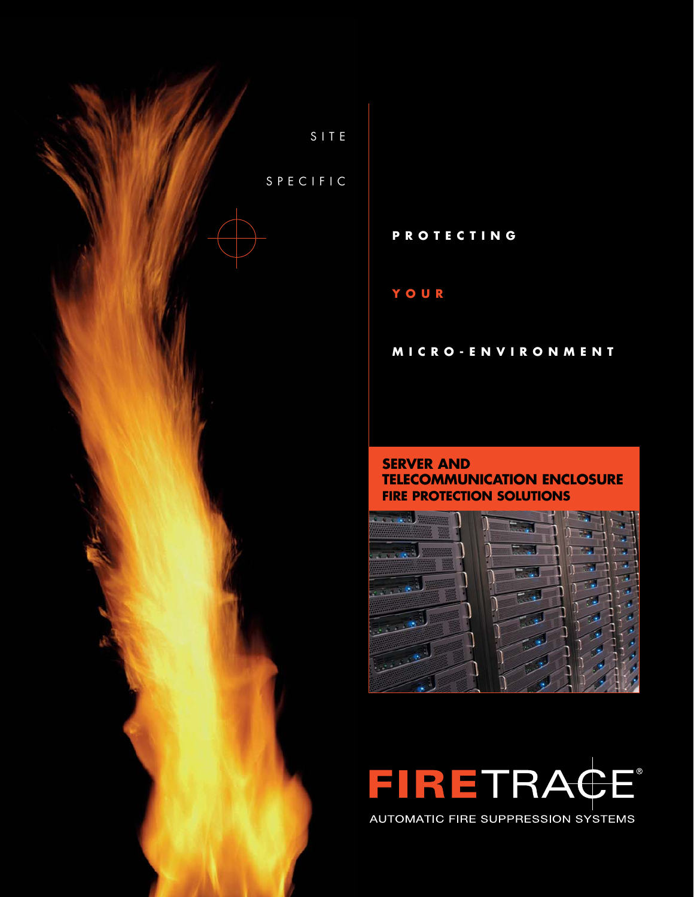SITE

SPECIFIC

**PROTECTING**

**YOUR**

**MICRO-ENVIRONMENT**

## SERVER AND TELECOMMUNICATION ENCLOSURE FIRE PROTECTION SOLUTIONS

FIRETRACE®

AUTOMATIC FIRE SUPPRESSION SYSTEMS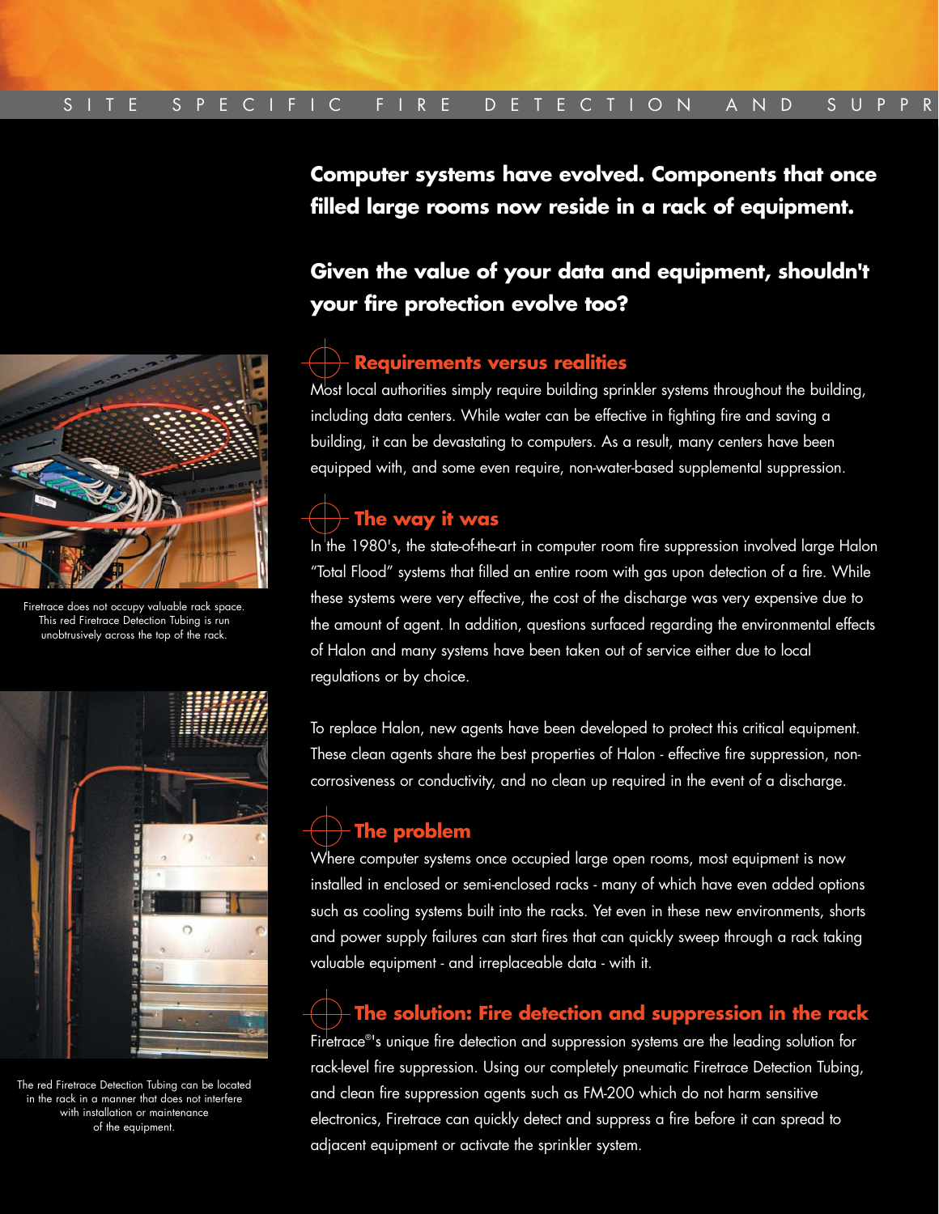**Computer systems have evolved. Components that once filled large rooms now reside in a rack of equipment.**

**Given the value of your data and equipment, shouldn't your fire protection evolve too?**

## Requirements versus realities

Most local authorities simply require building sprinkler systems throughout the building, including data centers. While water can be effective in fighting fire and saving a building, it can be devastating to computers. As a result, many centers have been equipped with, and some even require, non-water-based supplemental suppression.

## The way it was

In the 1980's, the state-of-the-art in computer room fire suppression involved large Halon "Total Flood" systems that filled an entire room with gas upon detection of a fire. While these systems were very effective, the cost of the discharge was very expensive due to the amount of agent. In addition, questions surfaced regarding the environmental effects of Halon and many systems have been taken out of service either due to local regulations or by choice.

To replace Halon, new agents have been developed to protect this critical equipment. These clean agents share the best properties of Halon - effective fire suppression, non-corrosiveness or conductivity, and no clean up required in the event of a discharge.

## The problem

Where computer systems once occupied large open rooms, most equipment is now installed in enclosed or semi-enclosed racks - many of which have even added options such as cooling systems built into the racks. Yet even in these new environments, shorts and power supply failures can start fires that can quickly sweep through a rack taking valuable equipment - and irreplaceable data - with it.

## The solution: Fire detection and suppression in the rack

Firetrace®'s unique fire detection and suppression systems are the leading solution for rack-level fire suppression. Using our completely pneumatic Firetrace Detection Tubing, and clean fire suppression agents such as FM-200 which do not harm sensitive electronics, Firetrace can quickly detect and suppress a fire before it can spread to adjacent equipment or activate the sprinkler system.

Firetrace does not occupy valuable rack space. This red Firetrace Detection Tubing is run unobtrusively across the top of the rack.

The red Firetrace Detection Tubing can be located in the rack in a manner that does not interfere with installation or maintenance of the equipment.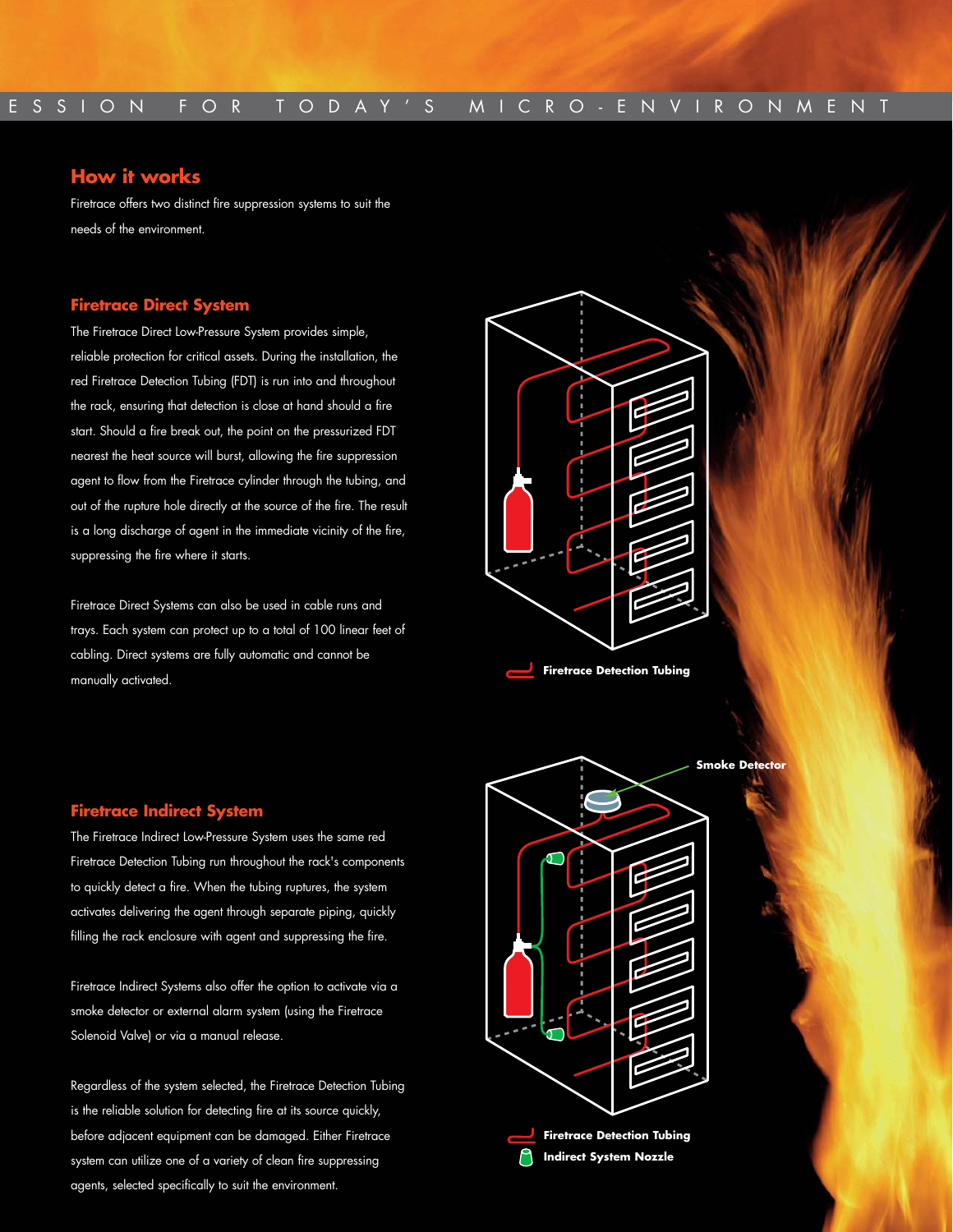## How it works

Firetrace offers two distinct fire suppression systems to suit the needs of the environment.

### Firetrace Direct System

The Firetrace Direct Low-Pressure System provides simple, reliable protection for critical assets. During the installation, the red Firetrace Detection Tubing (FDT) is run into and throughout the rack, ensuring that detection is close at hand should a fire start. Should a fire break out, the point on the pressurized FDT nearest the heat source will burst, allowing the fire suppression agent to flow from the Firetrace cylinder through the tubing, and out of the rupture hole directly at the source of the fire. The result is a long discharge of agent in the immediate vicinity of the fire, suppressing the fire where it starts.

Firetrace Direct Systems can also be used in cable runs and trays. Each system can protect up to a total of 100 linear feet of cabling. Direct systems are fully automatic and cannot be manually activated.

Firetrace Detection Tubing

### Firetrace Indirect System

The Firetrace Indirect Low-Pressure System uses the same red Firetrace Detection Tubing run throughout the rack's components to quickly detect a fire. When the tubing ruptures, the system activates delivering the agent through separate piping, quickly filling the rack enclosure with agent and suppressing the fire.

Firetrace Indirect Systems also offer the option to activate via a smoke detector or external alarm system (using the Firetrace Solenoid Valve) or via a manual release.

Regardless of the system selected, the Firetrace Detection Tubing is the reliable solution for detecting fire at its source quickly, before adjacent equipment can be damaged. Either Firetrace system can utilize one of a variety of clean fire suppressing agents, selected specifically to suit the environment.

Smoke Detector

Firetrace Detection Tubing

Indirect System Nozzle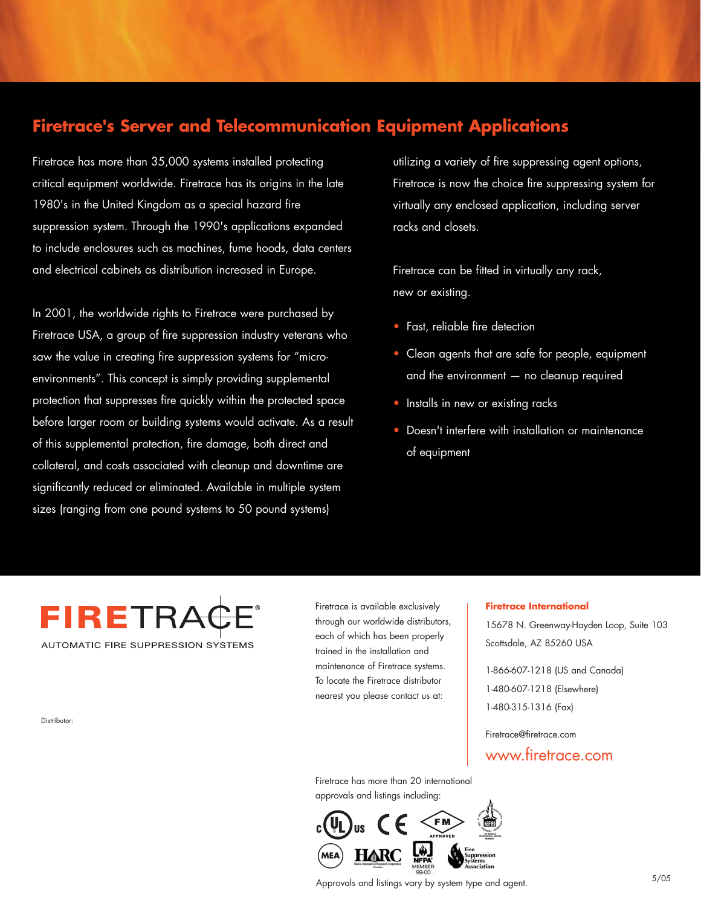## Firetrace's Server and Telecommunication Equipment Applications

Firetrace has more than 35,000 systems installed protecting critical equipment worldwide. Firetrace has its origins in the late 1980's in the United Kingdom as a special hazard fire suppression system. Through the 1990's applications expanded to include enclosures such as machines, fume hoods, data centers and electrical cabinets as distribution increased in Europe.

In 2001, the worldwide rights to Firetrace were purchased by Firetrace USA, a group of fire suppression industry veterans who saw the value in creating fire suppression systems for "micro-environments". This concept is simply providing supplemental protection that suppresses fire quickly within the protected space before larger room or building systems would activate. As a result of this supplemental protection, fire damage, both direct and collateral, and costs associated with cleanup and downtime are significantly reduced or eliminated. Available in multiple system sizes (ranging from one pound systems to 50 pound systems) utilizing a variety of fire suppressing agent options, Firetrace is now the choice fire suppressing system for virtually any enclosed application, including server racks and closets.

Firetrace can be fitted in virtually any rack, new or existing.

- Fast, reliable fire detection
- Clean agents that are safe for people, equipment and the environment — no cleanup required
- Installs in new or existing racks
- Doesn't interfere with installation or maintenance of equipment

FIRETRACE®
AUTOMATIC FIRE SUPPRESSION SYSTEMS

Distributor:

Firetrace is available exclusively through our worldwide distributors, each of which has been properly trained in the installation and maintenance of Firetrace systems. To locate the Firetrace distributor nearest you please contact us at:

**Firetrace International**
15678 N. Greenway-Hayden Loop, Suite 103
Scottsdale, AZ 85260 USA

1-866-607-1218 (US and Canada)
1-480-607-1218 (Elsewhere)
1-480-315-1316 (Fax)

Firetrace@firetrace.com
www.firetrace.com

Firetrace has more than 20 international approvals and listings including:

c UL us   CE   FM APPROVED   NAFED
MEA   HARC   NFPA MEMBER 99-00   Fire Suppression Systems Association

Approvals and listings vary by system type and agent.

5/05